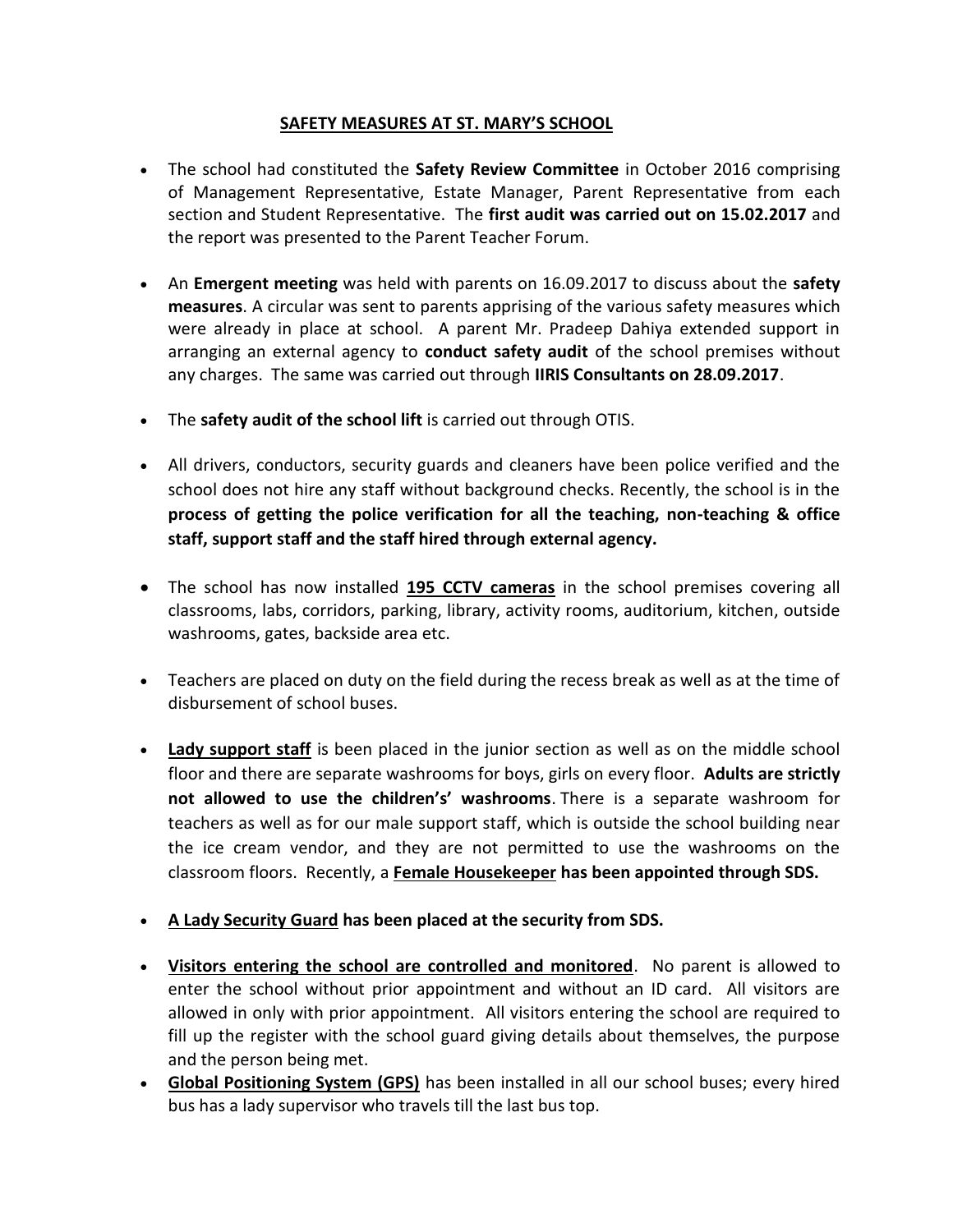## SAFETY MEASURES AT ST. MARY'S SCHOOL

- The school had constituted the **Safety Review Committee** in October 2016 comprising of Management Representative, Estate Manager, Parent Representative from each section and Student Representative. The **first audit was carried out on 15.02.2017** and the report was presented to the Parent Teacher Forum.

- An **Emergent meeting** was held with parents on 16.09.2017 to discuss about the **safety measures**. A circular was sent to parents apprising of the various safety measures which were already in place at school. A parent Mr. Pradeep Dahiya extended support in arranging an external agency to **conduct safety audit** of the school premises without any charges. The same was carried out through **IIRIS Consultants on 28.09.2017**.

- The **safety audit of the school lift** is carried out through OTIS.

- All drivers, conductors, security guards and cleaners have been police verified and the school does not hire any staff without background checks. Recently, the school is in the **process of getting the police verification for all the teaching, non-teaching & office staff, support staff and the staff hired through external agency.**

- The school has now installed **<u>195 CCTV cameras</u>** in the school premises covering all classrooms, labs, corridors, parking, library, activity rooms, auditorium, kitchen, outside washrooms, gates, backside area etc.

- Teachers are placed on duty on the field during the recess break as well as at the time of disbursement of school buses.

- **<u>Lady support staff</u>** is been placed in the junior section as well as on the middle school floor and there are separate washrooms for boys, girls on every floor. **Adults are strictly not allowed to use the childrens' washrooms**. There is a separate washroom for teachers as well as for our male support staff, which is outside the school building near the ice cream vendor, and they are not permitted to use the washrooms on the classroom floors. Recently, a **<u>Female Housekeeper</u> has been appointed through SDS.**

- **<u>A Lady Security Guard</u> has been placed at the security from SDS.**

- **<u>Visitors entering the school are controlled and monitored</u>**. No parent is allowed to enter the school without prior appointment and without an ID card. All visitors are allowed in only with prior appointment. All visitors entering the school are required to fill up the register with the school guard giving details about themselves, the purpose and the person being met.
- **<u>Global Positioning System (GPS)</u>** has been installed in all our school buses; every hired bus has a lady supervisor who travels till the last bus top.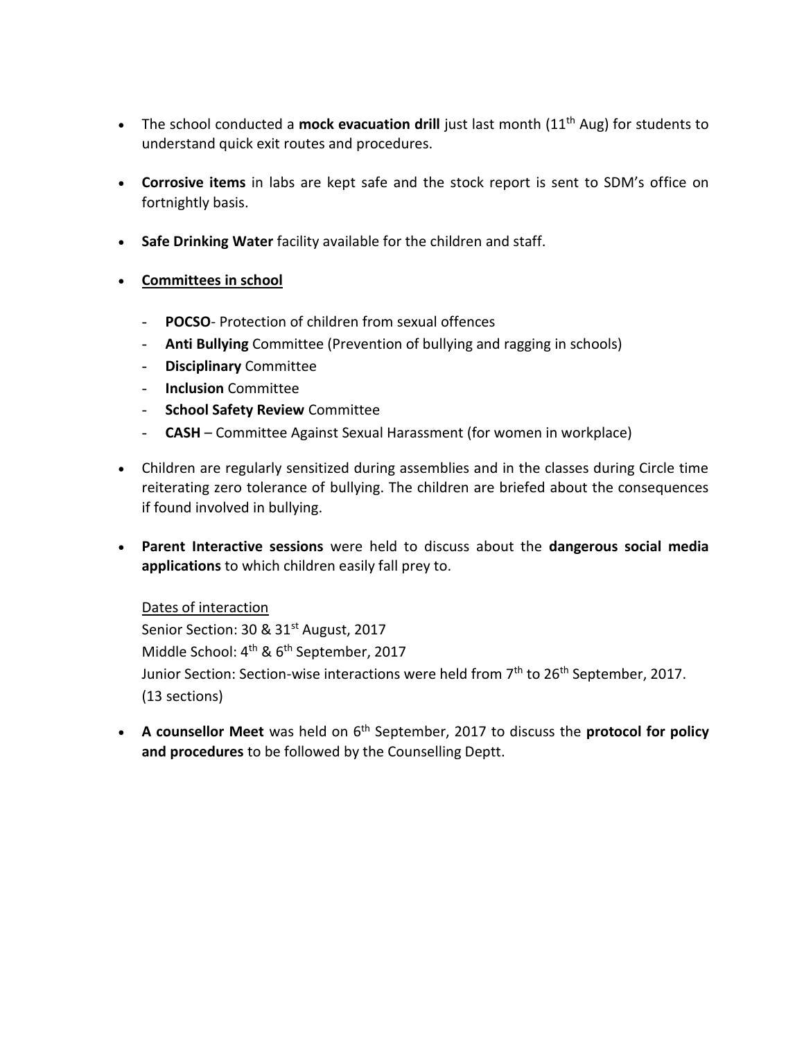- The school conducted a **mock evacuation drill** just last month (11th Aug) for students to understand quick exit routes and procedures.

- **Corrosive items** in labs are kept safe and the stock report is sent to SDM's office on fortnightly basis.

- **Safe Drinking Water** facility available for the children and staff.

- **Committees in school**

  - **POCSO**- Protection of children from sexual offences
  - **Anti Bullying** Committee (Prevention of bullying and ragging in schools)
  - **Disciplinary** Committee
  - **Inclusion** Committee
  - **School Safety Review** Committee
  - **CASH** – Committee Against Sexual Harassment (for women in workplace)

- Children are regularly sensitized during assemblies and in the classes during Circle time reiterating zero tolerance of bullying. The children are briefed about the consequences if found involved in bullying.

- **Parent Interactive sessions** were held to discuss about the **dangerous social media applications** to which children easily fall prey to.

  Dates of interaction
  Senior Section: 30 & 31st August, 2017
  Middle School: 4th & 6th September, 2017
  Junior Section: Section-wise interactions were held from 7th to 26th September, 2017. (13 sections)

- **A counsellor Meet** was held on 6th September, 2017 to discuss the **protocol for policy and procedures** to be followed by the Counselling Deptt.